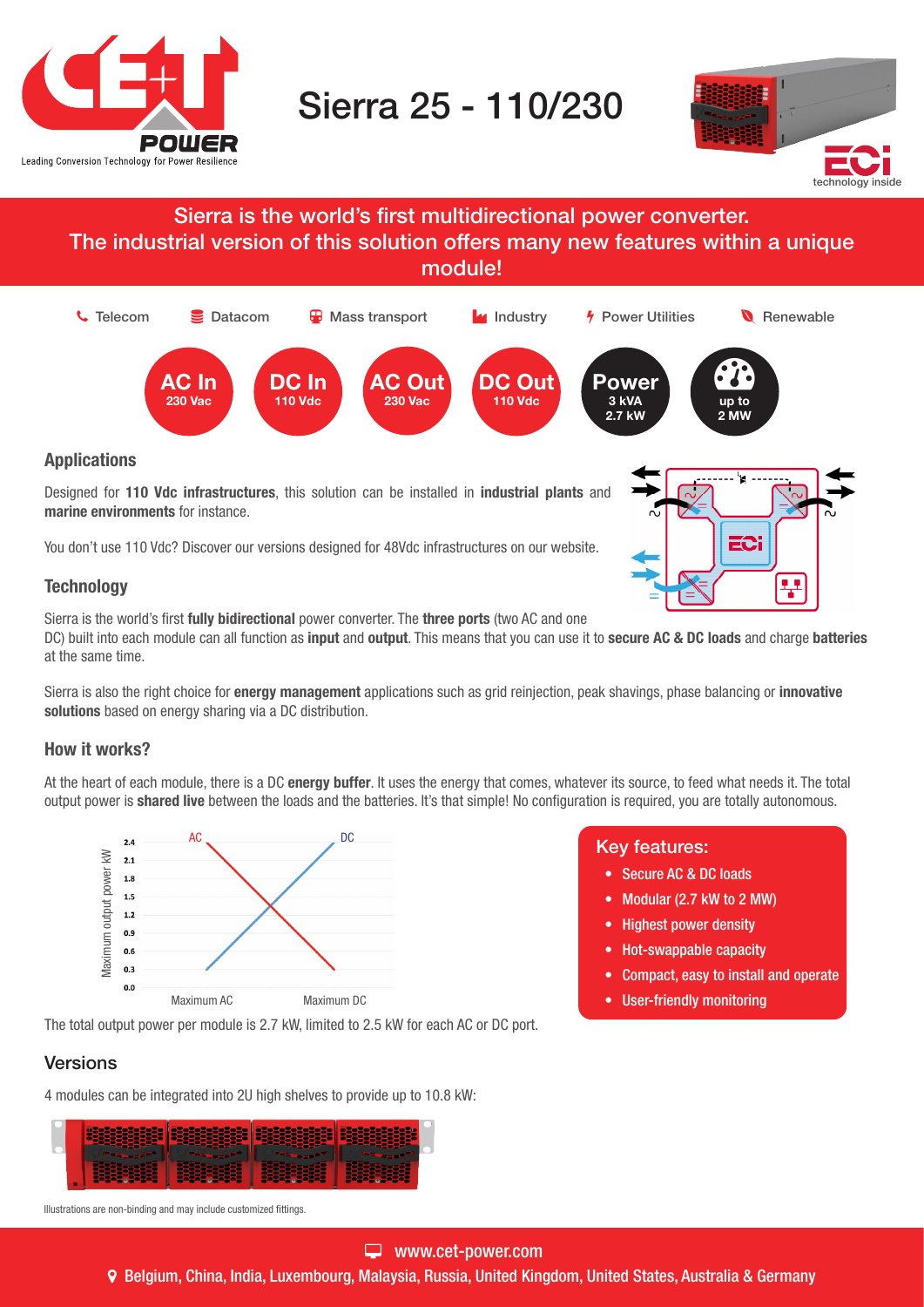# Sierra 25 - 110/230

technology inside

## Sierra is the world's first multidirectional power converter. The industrial version of this solution offers many new features within a unique module!

Telecom | Datacom | Mass transport | Industry | Power Utilities | Renewable

- **AC In** 230 Vac
- **DC In** 110 Vdc
- **AC Out** 230 Vac
- **DC Out** 110 Vdc
- **Power** 3 kVA 2.7 kW
- up to 2 MW

### Applications

Designed for **110 Vdc infrastructures**, this solution can be installed in **industrial plants** and **marine environments** for instance.

You don't use 110 Vdc? Discover our versions designed for 48Vdc infrastructures on our website.

### Technology

Sierra is the world's first **fully bidirectional** power converter. The **three ports** (two AC and one DC) built into each module can all function as **input** and **output**. This means that you can use it to **secure AC & DC loads** and charge **batteries** at the same time.

Sierra is also the right choice for **energy management** applications such as grid reinjection, peak shavings, phase balancing or **innovative solutions** based on energy sharing via a DC distribution.

### How it works?

At the heart of each module, there is a DC **energy buffer**. It uses the energy that comes, whatever its source, to feed what needs it. The total output power is **shared live** between the loads and the batteries. It's that simple! No configuration is required, you are totally autonomous.

The total output power per module is 2.7 kW, limited to 2.5 kW for each AC or DC port.

### Key features:

- Secure AC & DC loads
- Modular (2.7 kW to 2 MW)
- Highest power density
- Hot-swappable capacity
- Compact, easy to install and operate
- User-friendly monitoring

## Versions

4 modules can be integrated into 2U high shelves to provide up to 10.8 kW:

Illustrations are non-binding and may include customized fittings.

www.cet-power.com

Belgium, China, India, Luxembourg, Malaysia, Russia, United Kingdom, United States, Australia & Germany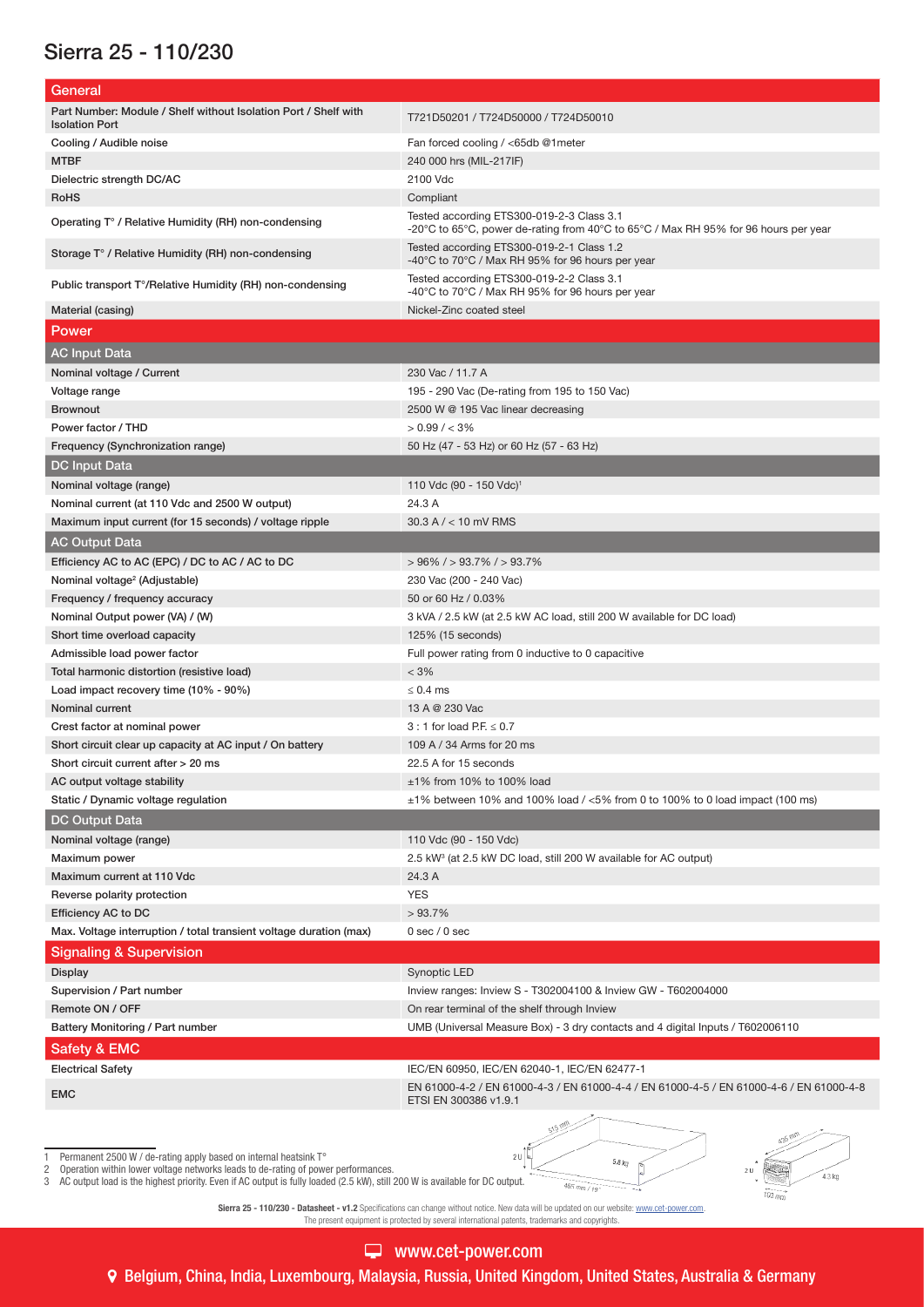# Sierra 25 - 110/230

| | |
|---|---|
| **General** | |
| Part Number: Module / Shelf without Isolation Port / Shelf with Isolation Port | T721D50201 / T724D50000 / T724D50010 |
| Cooling / Audible noise | Fan forced cooling / <65db @1meter |
| MTBF | 240 000 hrs (MIL-217IF) |
| Dielectric strength DC/AC | 2100 Vdc |
| RoHS | Compliant |
| Operating T° / Relative Humidity (RH) non-condensing | Tested according ETS300-019-2-3 Class 3.1 -20°C to 65°C, power de-rating from 40°C to 65°C / Max RH 95% for 96 hours per year |
| Storage T° / Relative Humidity (RH) non-condensing | Tested according ETS300-019-2-1 Class 1.2 -40°C to 70°C / Max RH 95% for 96 hours per year |
| Public transport T°/Relative Humidity (RH) non-condensing | Tested according ETS300-019-2-2 Class 3.1 -40°C to 70°C / Max RH 95% for 96 hours per year |
| Material (casing) | Nickel-Zinc coated steel |
| **Power** | |
| **AC Input Data** | |
| Nominal voltage / Current | 230 Vac / 11.7 A |
| Voltage range | 195 - 290 Vac (De-rating from 195 to 150 Vac) |
| Brownout | 2500 W @ 195 Vac linear decreasing |
| Power factor / THD | > 0.99 / < 3% |
| Frequency (Synchronization range) | 50 Hz (47 - 53 Hz) or 60 Hz (57 - 63 Hz) |
| **DC Input Data** | |
| Nominal voltage (range) | 110 Vdc (90 - 150 Vdc)[1] |
| Nominal current (at 110 Vdc and 2500 W output) | 24.3 A |
| Maximum input current (for 15 seconds) / voltage ripple | 30.3 A / < 10 mV RMS |
| **AC Output Data** | |
| Efficiency AC to AC (EPC) / DC to AC / AC to DC | > 96% / > 93.7% / > 93.7% |
| Nominal voltage[2] (Adjustable) | 230 Vac (200 - 240 Vac) |
| Frequency / frequency accuracy | 50 or 60 Hz / 0.03% |
| Nominal Output power (VA) / (W) | 3 kVA / 2.5 kW (at 2.5 kW AC load, still 200 W available for DC load) |
| Short time overload capacity | 125% (15 seconds) |
| Admissible load power factor | Full power rating from 0 inductive to 0 capacitive |
| Total harmonic distortion (resistive load) | < 3% |
| Load impact recovery time (10% - 90%) | ≤ 0.4 ms |
| Nominal current | 13 A @ 230 Vac |
| Crest factor at nominal power | 3 : 1 for load P.F. ≤ 0.7 |
| Short circuit clear up capacity at AC input / On battery | 109 A / 34 Arms for 20 ms |
| Short circuit current after > 20 ms | 22.5 A for 15 seconds |
| AC output voltage stability | ±1% from 10% to 100% load |
| Static / Dynamic voltage regulation | ±1% between 10% and 100% load / <5% from 0 to 100% to 0 load impact (100 ms) |
| **DC Output Data** | |
| Nominal voltage (range) | 110 Vdc (90 - 150 Vdc) |
| Maximum power | 2.5 kW[3] (at 2.5 kW DC load, still 200 W available for AC output) |
| Maximum current at 110 Vdc | 24.3 A |
| Reverse polarity protection | YES |
| Efficiency AC to DC | > 93.7% |
| Max. Voltage interruption / total transient voltage duration (max) | 0 sec / 0 sec |
| **Signaling & Supervision** | |
| Display | Synoptic LED |
| Supervision / Part number | Inview ranges: Inview S - T302004100 & Inview GW - T602004000 |
| Remote ON / OFF | On rear terminal of the shelf through Inview |
| Battery Monitoring / Part number | UMB (Universal Measure Box) - 3 dry contacts and 4 digital Inputs / T602006110 |
| **Safety & EMC** | |
| Electrical Safety | IEC/EN 60950, IEC/EN 62040-1, IEC/EN 62477-1 |
| EMC | EN 61000-4-2 / EN 61000-4-3 / EN 61000-4-4 / EN 61000-4-5 / EN 61000-4-6 / EN 61000-4-8 ETSI EN 300386 v1.9.1 |

1 Permanent 2500 W / de-rating apply based on internal heatsink T°
2 Operation within lower voltage networks leads to de-rating of power performances.
3 AC output load is the highest priority. Even if AC output is fully loaded (2.5 kW), still 200 W is available for DC output.

515 mm
2 U
5.8 kg
485 mm / 19''

436 mm
2 U
4.3 kg
103 mm

**Sierra 25 - 110/230 - Datasheet - v1.2** Specifications can change without notice. New data will be updated on our website: www.cet-power.com.
The present equipment is protected by several international patents, trademarks and copyrights.

www.cet-power.com

Belgium, China, India, Luxembourg, Malaysia, Russia, United Kingdom, United States, Australia & Germany